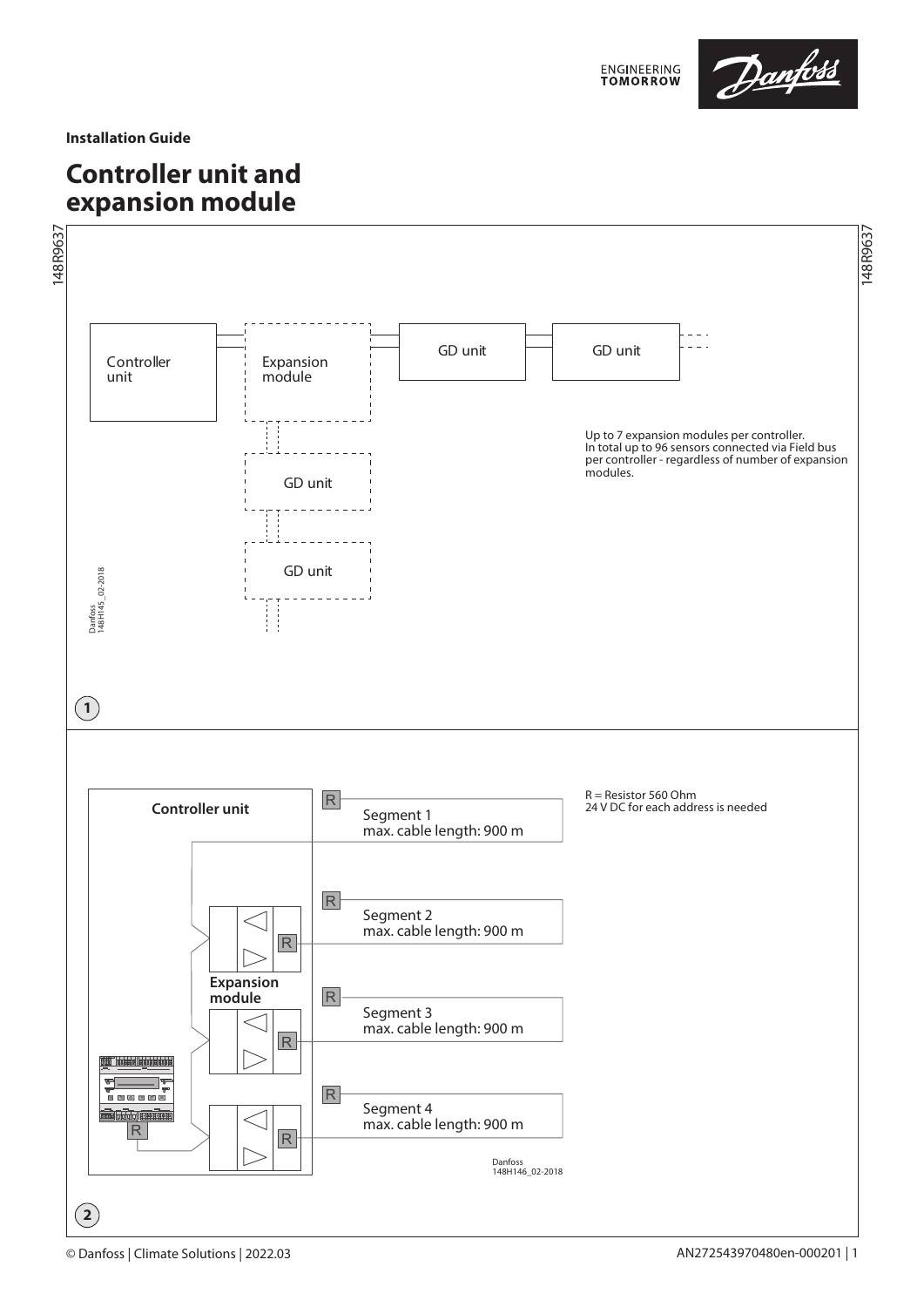Installation Guide

# Controller unit and expansion module

Controller unit

Expansion module

GD unit

GD unit

GD unit

GD unit

Up to 7 expansion modules per controller.
In total up to 96 sensors connected via Field bus per controller - regardless of number of expansion modules.

1

Controller unit

Expansion module

R

Segment 1
max. cable length: 900 m

Segment 2
max. cable length: 900 m

Segment 3
max. cable length: 900 m

Segment 4
max. cable length: 900 m

R = Resistor 560 Ohm
24 V DC for each address is needed

2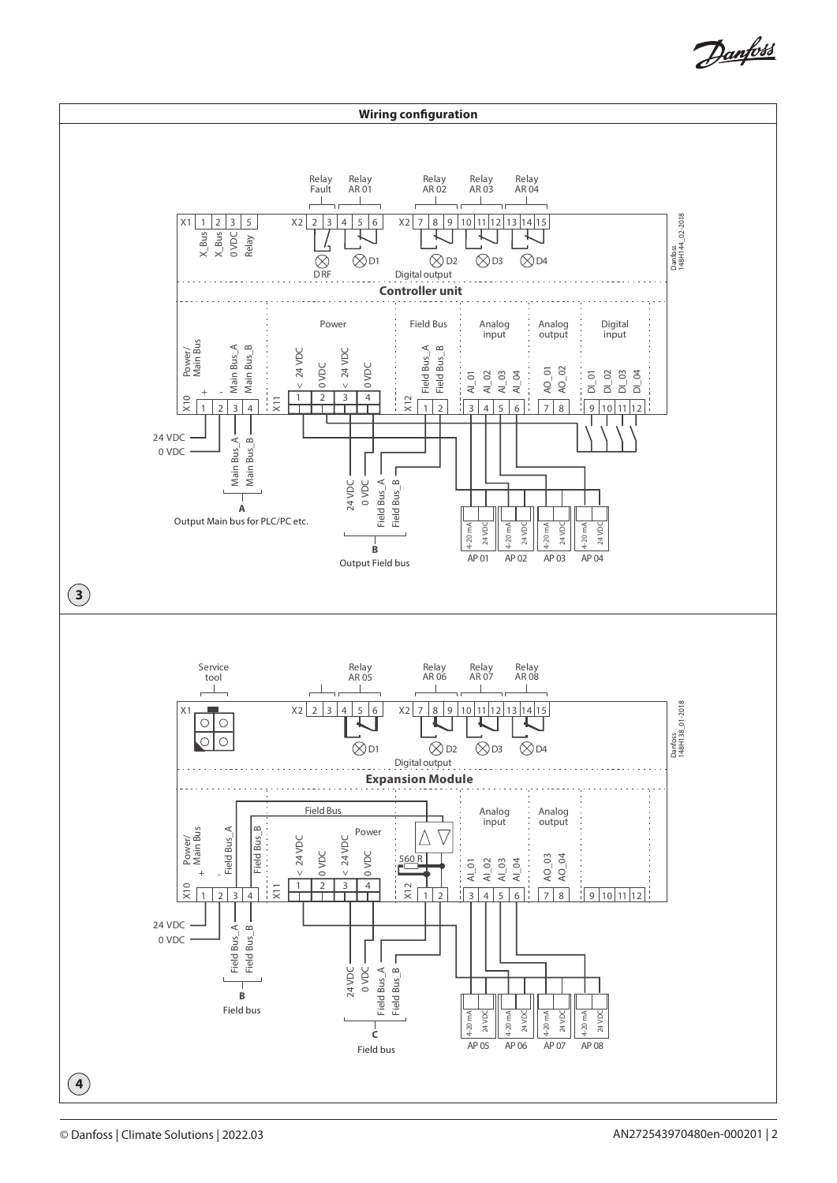## Wiring configuration

**Controller unit**

Relay Fault | Relay AR 01 | Relay AR 02 | Relay AR 03 | Relay AR 04

X1: 1 X_Bus, 2 X_Bus, 3 0 VDC, 5 Relay

X2: 2, 3, 4, 5, 6, 7, 8, 9, 10, 11, 12, 13, 14, 15

DRF, D1, D2, D3, D4 — Digital output

Power/Main Bus — X10: 1 +, 2 -, 3 Main Bus_A, 4 Main Bus_B

Power — X11: 1 < 24 VDC, 2 0 VDC, 3 < 24 VDC, 4 0 VDC

Field Bus — X12: 1 Field Bus_A, 2 Field Bus_B

Analog input: 3 AI_01, 4 AI_02, 5 AI_03, 6 AI_04

Analog output: 7 AO_01, 8 AO_02

Digital input: 9 DI_01, 10 DI_02, 11 DI_03, 12 DI_04

24 VDC, 0 VDC, Main Bus_A, Main Bus_B

**A** Output Main bus for PLC/PC etc.

24 VDC, 0 VDC, Field Bus_A, Field Bus_B

**B** Output Field bus

AP 01, AP 02, AP 03, AP 04 (4-20 mA, 24 VDC)

Danfoss 148H144_02-2018

**3**

**Expansion Module**

Service tool | Relay AR 05 | Relay AR 06 | Relay AR 07 | Relay AR 08

X1

X2: 2, 3, 4, 5, 6, 7, 8, 9, 10, 11, 12, 13, 14, 15

D1, D2, D3, D4 — Digital output

Power/Main Bus — X10: 1 +, 2 -, 3 Field Bus_A, 4 Field Bus_B

Power — X11: 1 < 24 VDC, 2 0 VDC, 3 < 24 VDC, 4 0 VDC

Field Bus — X12: 1, 2 (560 R)

Analog input: 3 AI_01, 4 AI_02, 5 AI_03, 6 AI_04

Analog output: 7 AO_03, 8 AO_04

9, 10, 11, 12

24 VDC, 0 VDC, Field Bus_A, Field Bus_B

**B** Field bus

24 VDC, 0 VDC, Field Bus_A, Field Bus_B

**C** Field bus

AP 05, AP 06, AP 07, AP 08 (4-20 mA, 24 VDC)

Danfoss 148H138_01-2018

**4**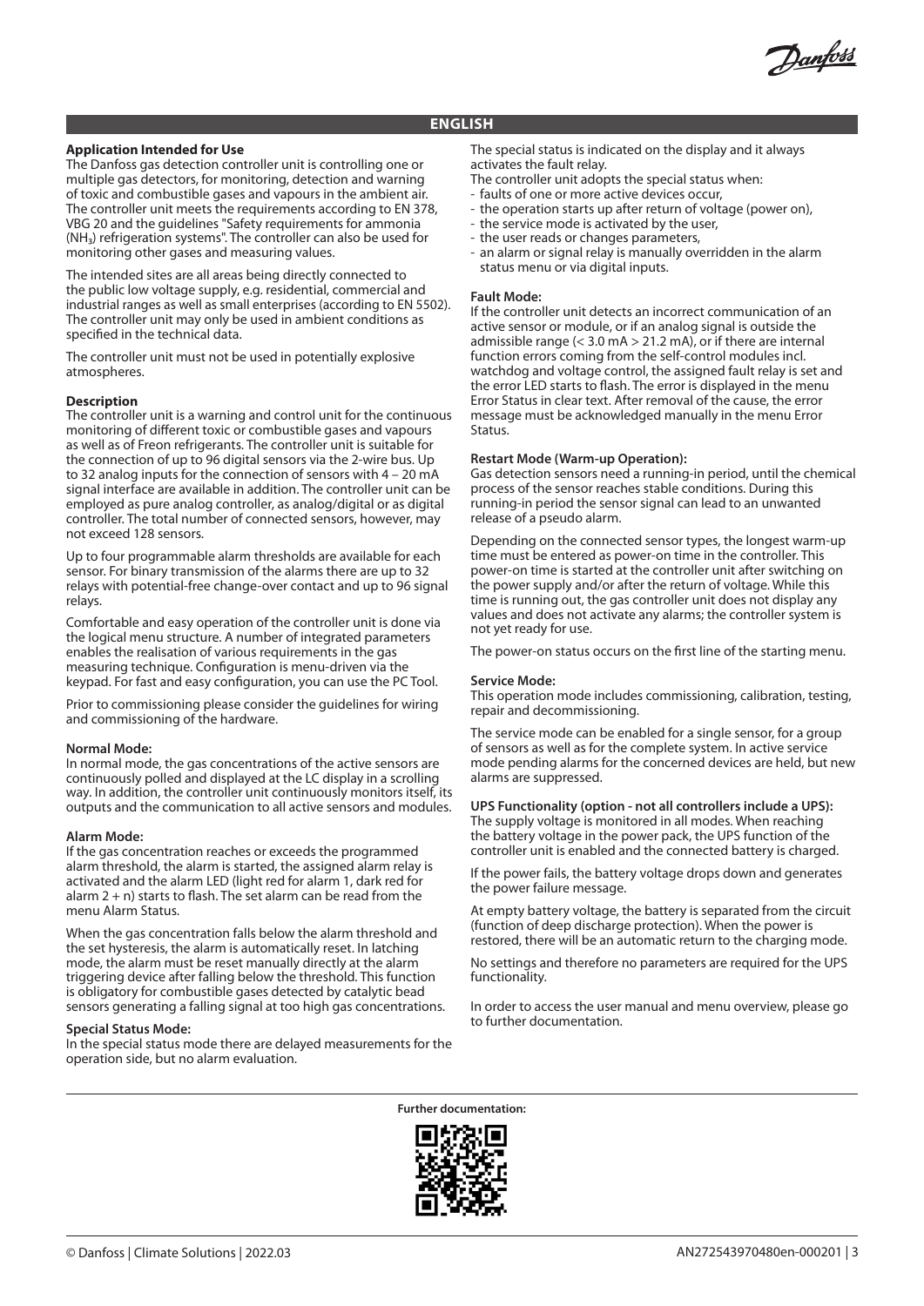## ENGLISH

**Application Intended for Use**
The Danfoss gas detection controller unit is controlling one or multiple gas detectors, for monitoring, detection and warning of toxic and combustible gases and vapours in the ambient air. The controller unit meets the requirements according to EN 378, VBG 20 and the guidelines "Safety requirements for ammonia ($NH_3$) refrigeration systems". The controller can also be used for monitoring other gases and measuring values.

The intended sites are all areas being directly connected to the public low voltage supply, e.g. residential, commercial and industrial ranges as well as small enterprises (according to EN 5502). The controller unit may only be used in ambient conditions as specified in the technical data.

The controller unit must not be used in potentially explosive atmospheres.

**Description**
The controller unit is a warning and control unit for the continuous monitoring of different toxic or combustible gases and vapours as well as of Freon refrigerants. The controller unit is suitable for the connection of up to 96 digital sensors via the 2-wire bus. Up to 32 analog inputs for the connection of sensors with 4 – 20 mA signal interface are available in addition. The controller unit can be employed as pure analog controller, as analog/digital or as digital controller. The total number of connected sensors, however, may not exceed 128 sensors.

Up to four programmable alarm thresholds are available for each sensor. For binary transmission of the alarms there are up to 32 relays with potential-free change-over contact and up to 96 signal relays.

Comfortable and easy operation of the controller unit is done via the logical menu structure. A number of integrated parameters enables the realisation of various requirements in the gas measuring technique. Configuration is menu-driven via the keypad. For fast and easy configuration, you can use the PC Tool.

Prior to commissioning please consider the guidelines for wiring and commissioning of the hardware.

**Normal Mode:**
In normal mode, the gas concentrations of the active sensors are continuously polled and displayed at the LC display in a scrolling way. In addition, the controller unit continuously monitors itself, its outputs and the communication to all active sensors and modules.

**Alarm Mode:**
If the gas concentration reaches or exceeds the programmed alarm threshold, the alarm is started, the assigned alarm relay is activated and the alarm LED (light red for alarm 1, dark red for alarm 2 + n) starts to flash. The set alarm can be read from the menu Alarm Status.

When the gas concentration falls below the alarm threshold and the set hysteresis, the alarm is automatically reset. In latching mode, the alarm must be reset manually directly at the alarm triggering device after falling below the threshold. This function is obligatory for combustible gases detected by catalytic bead sensors generating a falling signal at too high gas concentrations.

**Special Status Mode:**
In the special status mode there are delayed measurements for the operation side, but no alarm evaluation.

The special status is indicated on the display and it always activates the fault relay.
The controller unit adopts the special status when:
- faults of one or more active devices occur,
- the operation starts up after return of voltage (power on),
- the service mode is activated by the user,
- the user reads or changes parameters,
- an alarm or signal relay is manually overridden in the alarm status menu or via digital inputs.

**Fault Mode:**
If the controller unit detects an incorrect communication of an active sensor or module, or if an analog signal is outside the admissible range (< 3.0 mA > 21.2 mA), or if there are internal function errors coming from the self-control modules incl. watchdog and voltage control, the assigned fault relay is set and the error LED starts to flash. The error is displayed in the menu Error Status in clear text. After removal of the cause, the error message must be acknowledged manually in the menu Error Status.

**Restart Mode (Warm-up Operation):**
Gas detection sensors need a running-in period, until the chemical process of the sensor reaches stable conditions. During this running-in period the sensor signal can lead to an unwanted release of a pseudo alarm.

Depending on the connected sensor types, the longest warm-up time must be entered as power-on time in the controller. This power-on time is started at the controller unit after switching on the power supply and/or after the return of voltage. While this time is running out, the gas controller unit does not display any values and does not activate any alarms; the controller system is not yet ready for use.

The power-on status occurs on the first line of the starting menu.

**Service Mode:**
This operation mode includes commissioning, calibration, testing, repair and decommissioning.

The service mode can be enabled for a single sensor, for a group of sensors as well as for the complete system. In active service mode pending alarms for the concerned devices are held, but new alarms are suppressed.

**UPS Functionality (option - not all controllers include a UPS):**
The supply voltage is monitored in all modes. When reaching the battery voltage in the power pack, the UPS function of the controller unit is enabled and the connected battery is charged.

If the power fails, the battery voltage drops down and generates the power failure message.

At empty battery voltage, the battery is separated from the circuit (function of deep discharge protection). When the power is restored, there will be an automatic return to the charging mode.

No settings and therefore no parameters are required for the UPS functionality.

In order to access the user manual and menu overview, please go to further documentation.

**Further documentation:**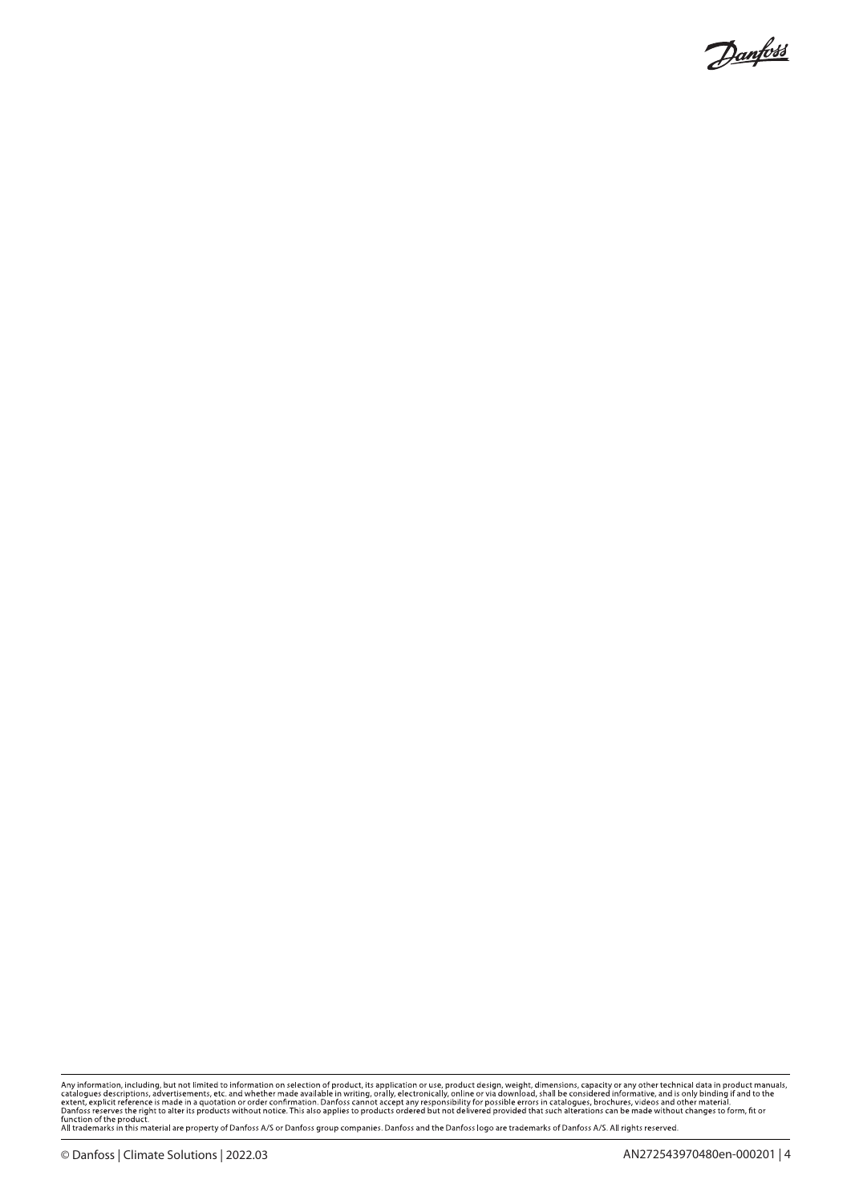Any information, including, but not limited to information on selection of product, its application or use, product design, weight, dimensions, capacity or any other technical data in product manuals, catalogues descriptions, advertisements, etc. and whether made available in writing, orally, electronically, online or via download, shall be considered informative, and is only binding if and to the extent, explicit reference is made in a quotation or order confirmation. Danfoss cannot accept any responsibility for possible errors in catalogues, brochures, videos and other material. Danfoss reserves the right to alter its products without notice. This also applies to products ordered but not delivered provided that such alterations can be made without changes to form, fit or function of the product.
All trademarks in this material are property of Danfoss A/S or Danfoss group companies. Danfoss and the Danfoss logo are trademarks of Danfoss A/S. All rights reserved.